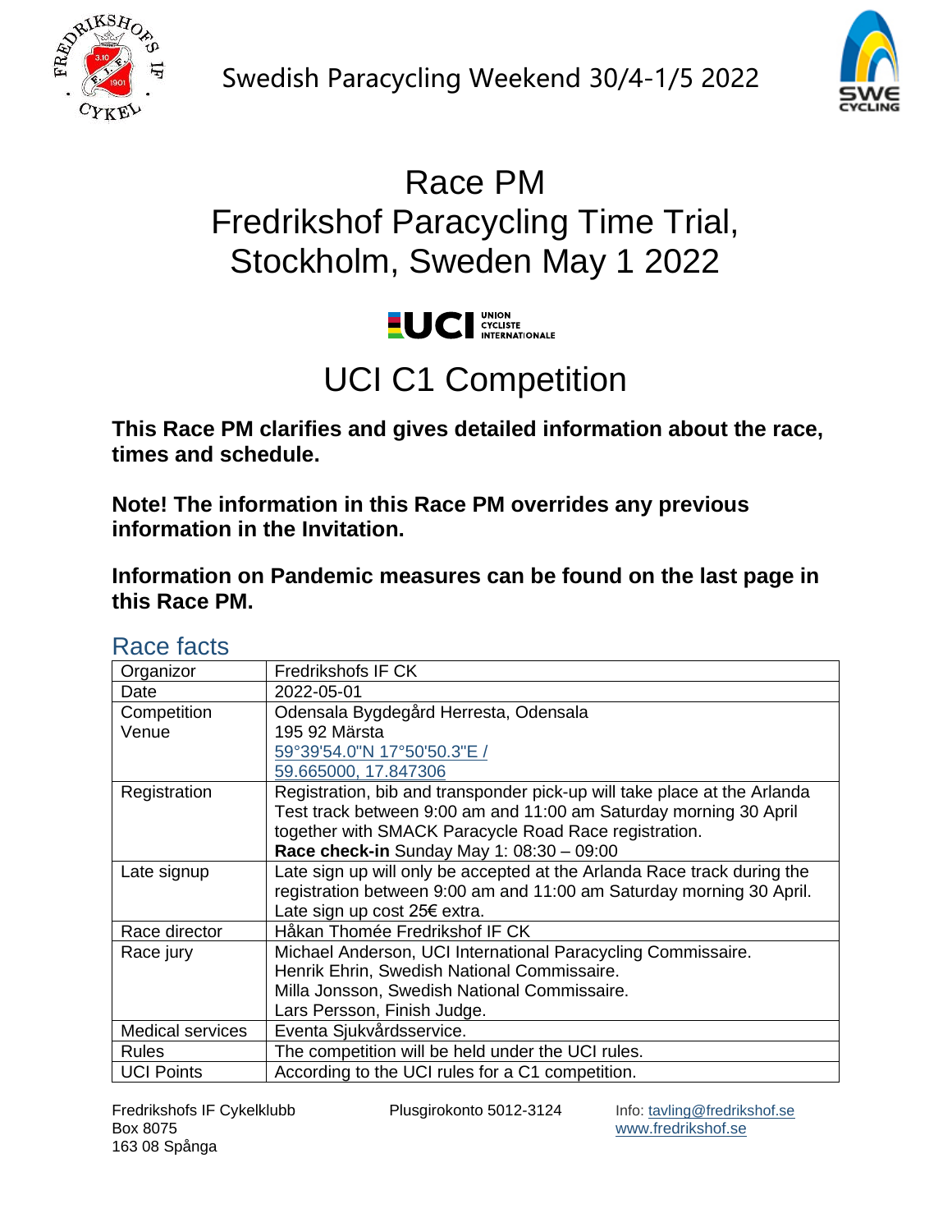Swedish Paracycling Weekend 30/4-1/5 2022

# Race PM
# Fredrikshof Paracycling Time Trial, Stockholm, Sweden May 1 2022

# UCI C1 Competition

**This Race PM clarifies and gives detailed information about the race, times and schedule.**

**Note! The information in this Race PM overrides any previous information in the Invitation.**

**Information on Pandemic measures can be found on the last page in this Race PM.**

## Race facts

| Organizor | Fredrikshofs IF CK |
|---|---|
| Date | 2022-05-01 |
| Competition Venue | Odensala Bygdegård Herresta, Odensala<br>195 92 Märsta<br>59°39'54.0"N 17°50'50.3"E /<br>59.665000, 17.847306 |
| Registration | Registration, bib and transponder pick-up will take place at the Arlanda Test track between 9:00 am and 11:00 am Saturday morning 30 April together with SMACK Paracycle Road Race registration.<br>**Race check-in** Sunday May 1: 08:30 – 09:00 |
| Late signup | Late sign up will only be accepted at the Arlanda Race track during the registration between 9:00 am and 11:00 am Saturday morning 30 April. Late sign up cost 25€ extra. |
| Race director | Håkan Thomée Fredrikshof IF CK |
| Race jury | Michael Anderson, UCI International Paracycling Commissaire.<br>Henrik Ehrin, Swedish National Commissaire.<br>Milla Jonsson, Swedish National Commissaire.<br>Lars Persson, Finish Judge. |
| Medical services | Eventa Sjukvårdsservice. |
| Rules | The competition will be held under the UCI rules. |
| UCI Points | According to the UCI rules for a C1 competition. |

Fredrikshofs IF Cykelklubb
Box 8075
163 08 Spånga

Plusgirokonto 5012-3124

Info: tavling@fredrikshof.se
www.fredrikshof.se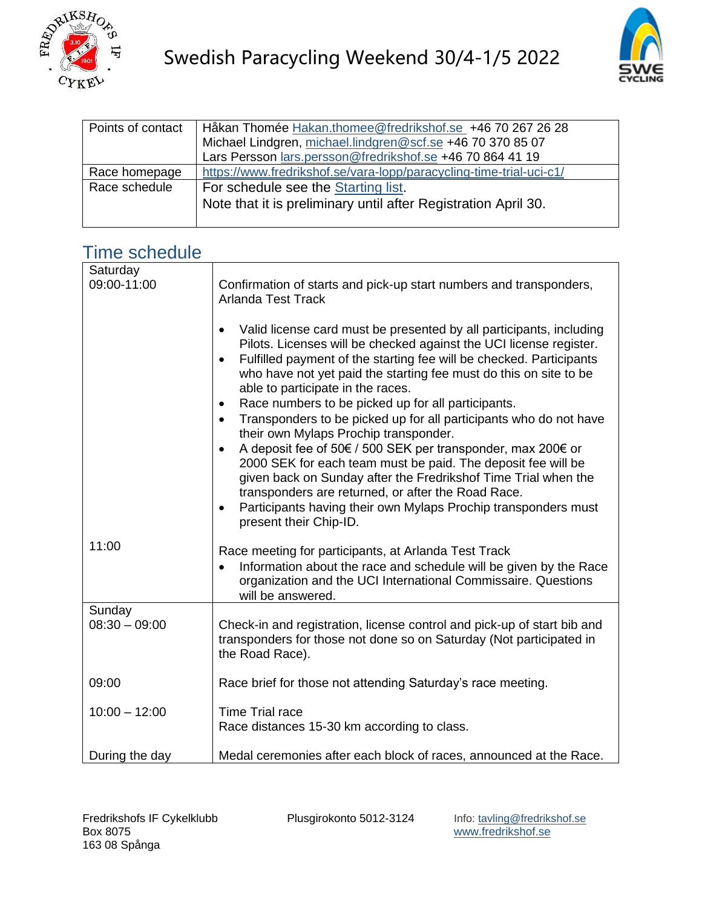# Swedish Paracycling Weekend 30/4-1/5 2022

| | |
|---|---|
| Points of contact | Håkan Thomée Hakan.thomee@fredrikshof.se +46 70 267 26 28<br>Michael Lindgren, michael.lindgren@scf.se +46 70 370 85 07<br>Lars Persson lars.persson@fredrikshof.se +46 70 864 41 19 |
| Race homepage | https://www.fredrikshof.se/vara-lopp/paracycling-time-trial-uci-c1/ |
| Race schedule | For schedule see the Starting list.<br>Note that it is preliminary until after Registration April 30. |

## Time schedule

| | |
|---|---|
| Saturday<br>09:00-11:00 | Confirmation of starts and pick-up start numbers and transponders, Arlanda Test Track<br>• Valid license card must be presented by all participants, including Pilots. Licenses will be checked against the UCI license register.<br>• Fulfilled payment of the starting fee will be checked. Participants who have not yet paid the starting fee must do this on site to be able to participate in the races.<br>• Race numbers to be picked up for all participants.<br>• Transponders to be picked up for all participants who do not have their own Mylaps Prochip transponder.<br>• A deposit fee of 50€ / 500 SEK per transponder, max 200€ or 2000 SEK for each team must be paid. The deposit fee will be given back on Sunday after the Fredrikshof Time Trial when the transponders are returned, or after the Road Race.<br>• Participants having their own Mylaps Prochip transponders must present their Chip-ID. |
| 11:00 | Race meeting for participants, at Arlanda Test Track<br>• Information about the race and schedule will be given by the Race organization and the UCI International Commissaire. Questions will be answered. |
| Sunday<br>08:30 – 09:00 | Check-in and registration, license control and pick-up of start bib and transponders for those not done so on Saturday (Not participated in the Road Race). |
| 09:00 | Race brief for those not attending Saturday's race meeting. |
| 10:00 – 12:00 | Time Trial race<br>Race distances 15-30 km according to class. |
| During the day | Medal ceremonies after each block of races, announced at the Race. |

Fredrikshofs IF Cykelklubb
Box 8075
163 08 Spånga

Plusgirokonto 5012-3124

Info: tavling@fredrikshof.se
www.fredrikshof.se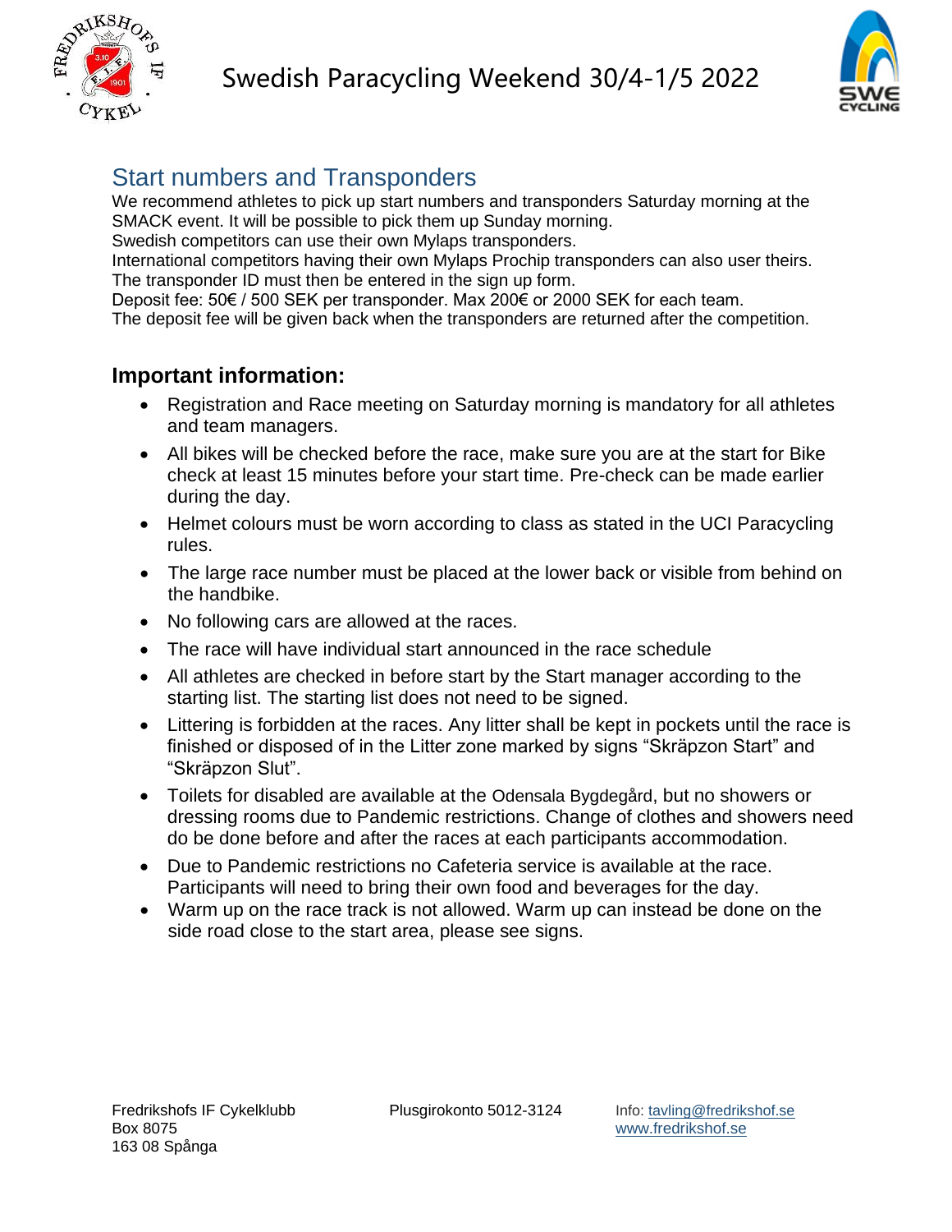# Swedish Paracycling Weekend 30/4-1/5 2022

## Start numbers and Transponders

We recommend athletes to pick up start numbers and transponders Saturday morning at the SMACK event. It will be possible to pick them up Sunday morning.
Swedish competitors can use their own Mylaps transponders.
International competitors having their own Mylaps Prochip transponders can also user theirs. The transponder ID must then be entered in the sign up form.
Deposit fee: 50€ / 500 SEK per transponder. Max 200€ or 2000 SEK for each team.
The deposit fee will be given back when the transponders are returned after the competition.

### Important information:

- Registration and Race meeting on Saturday morning is mandatory for all athletes and team managers.
- All bikes will be checked before the race, make sure you are at the start for Bike check at least 15 minutes before your start time. Pre-check can be made earlier during the day.
- Helmet colours must be worn according to class as stated in the UCI Paracycling rules.
- The large race number must be placed at the lower back or visible from behind on the handbike.
- No following cars are allowed at the races.
- The race will have individual start announced in the race schedule
- All athletes are checked in before start by the Start manager according to the starting list. The starting list does not need to be signed.
- Littering is forbidden at the races. Any litter shall be kept in pockets until the race is finished or disposed of in the Litter zone marked by signs "Skräpzon Start" and "Skräpzon Slut".
- Toilets for disabled are available at the Odensala Bygdegård, but no showers or dressing rooms due to Pandemic restrictions. Change of clothes and showers need do be done before and after the races at each participants accommodation.
- Due to Pandemic restrictions no Cafeteria service is available at the race. Participants will need to bring their own food and beverages for the day.
- Warm up on the race track is not allowed. Warm up can instead be done on the side road close to the start area, please see signs.

Fredrikshofs IF Cykelklubb
Box 8075
163 08 Spånga

Plusgirokonto 5012-3124

Info: tavling@fredrikshof.se
www.fredrikshof.se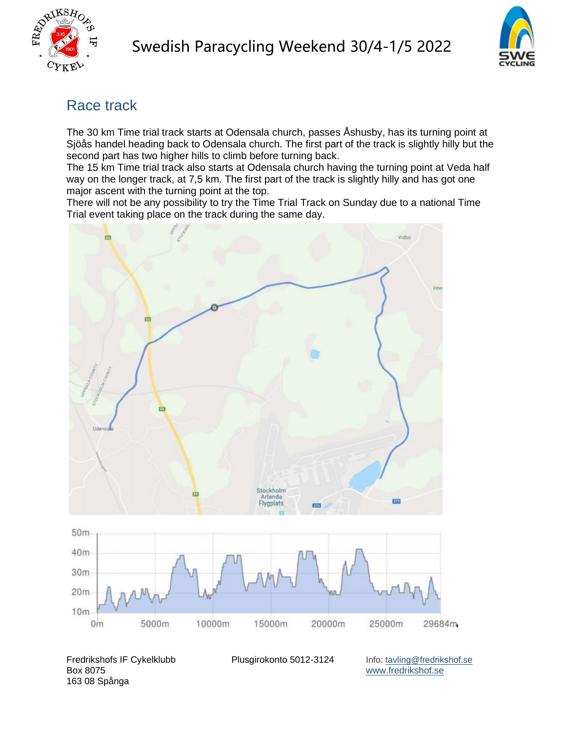## Race track

The 30 km Time trial track starts at Odensala church, passes Åshusby, has its turning point at Sjöås handel heading back to Odensala church. The first part of the track is slightly hilly but the second part has two higher hills to climb before turning back.

The 15 km Time trial track also starts at Odensala church having the turning point at Veda half way on the longer track, at 7,5 km. The first part of the track is slightly hilly and has got one major ascent with the turning point at the top.

There will not be any possibility to try the Time Trial Track on Sunday due to a national Time Trial event taking place on the track during the same day.

Fredrikshofs IF Cykelklubb
Box 8075
163 08 Spånga

Plusgirokonto 5012-3124

Info: tavling@fredrikshof.se
www.fredrikshof.se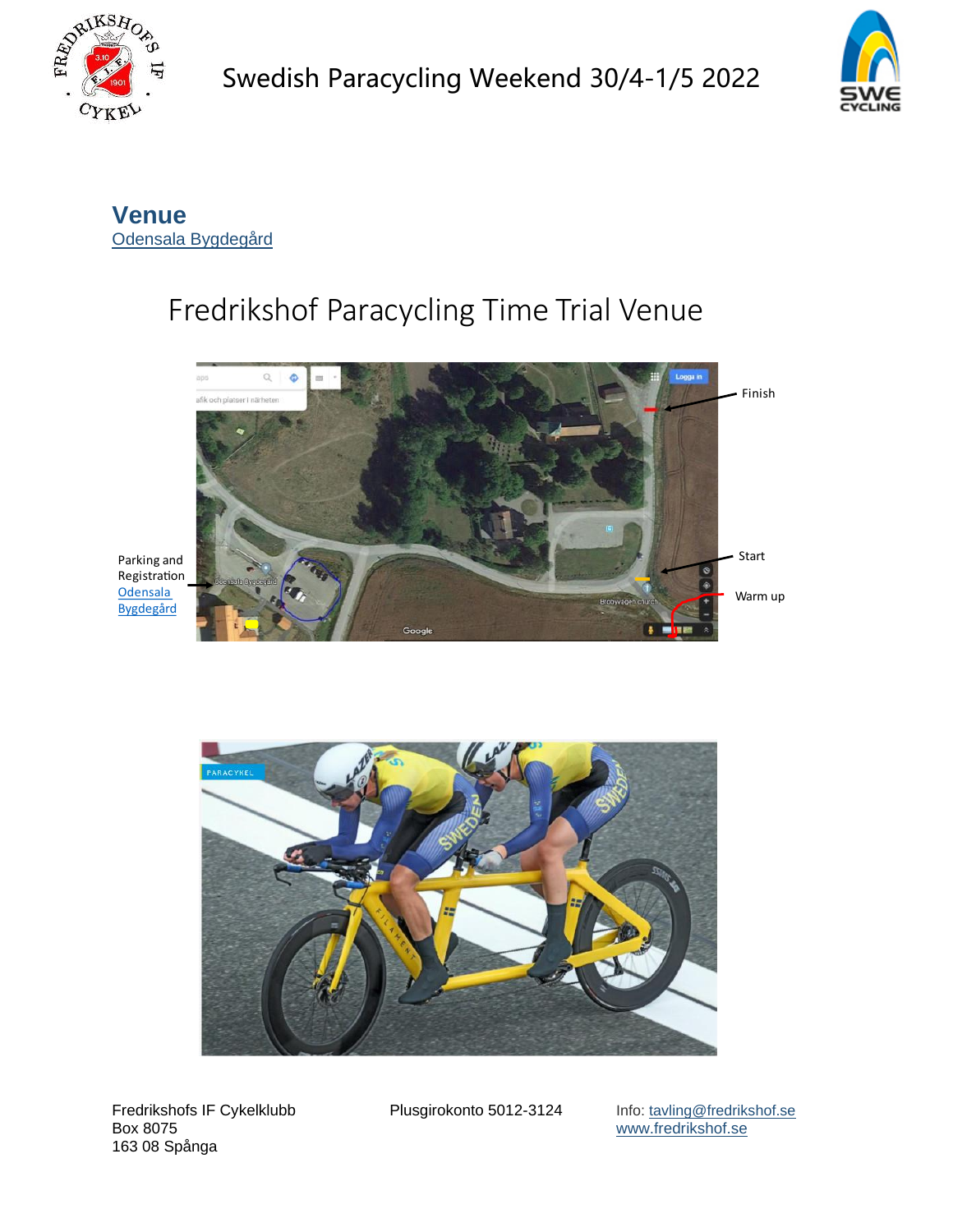## Venue

[Odensala Bygdegård](#)

# Fredrikshof Paracycling Time Trial Venue

Finish

Start

Warm up

Parking and Registration [Odensala Bygdegård](#)

Fredrikshofs IF Cykelklubb
Box 8075
163 08 Spånga

Plusgirokonto 5012-3124

Info: tavling@fredrikshof.se
www.fredrikshof.se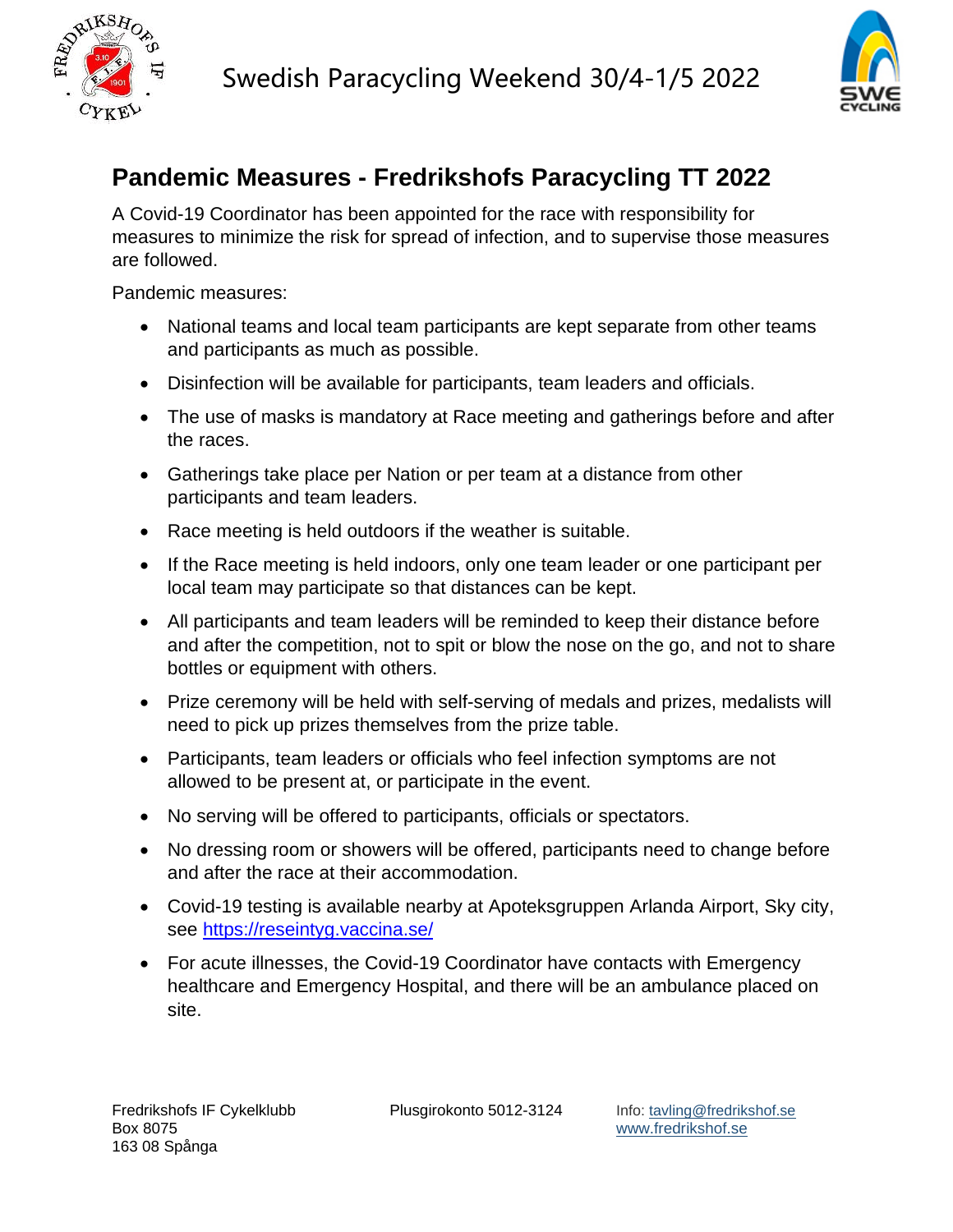## Pandemic Measures - Fredrikshofs Paracycling TT 2022

A Covid-19 Coordinator has been appointed for the race with responsibility for measures to minimize the risk for spread of infection, and to supervise those measures are followed.

Pandemic measures:

- National teams and local team participants are kept separate from other teams and participants as much as possible.
- Disinfection will be available for participants, team leaders and officials.
- The use of masks is mandatory at Race meeting and gatherings before and after the races.
- Gatherings take place per Nation or per team at a distance from other participants and team leaders.
- Race meeting is held outdoors if the weather is suitable.
- If the Race meeting is held indoors, only one team leader or one participant per local team may participate so that distances can be kept.
- All participants and team leaders will be reminded to keep their distance before and after the competition, not to spit or blow the nose on the go, and not to share bottles or equipment with others.
- Prize ceremony will be held with self-serving of medals and prizes, medalists will need to pick up prizes themselves from the prize table.
- Participants, team leaders or officials who feel infection symptoms are not allowed to be present at, or participate in the event.
- No serving will be offered to participants, officials or spectators.
- No dressing room or showers will be offered, participants need to change before and after the race at their accommodation.
- Covid-19 testing is available nearby at Apoteksgruppen Arlanda Airport, Sky city, see https://reseintyg.vaccina.se/
- For acute illnesses, the Covid-19 Coordinator have contacts with Emergency healthcare and Emergency Hospital, and there will be an ambulance placed on site.